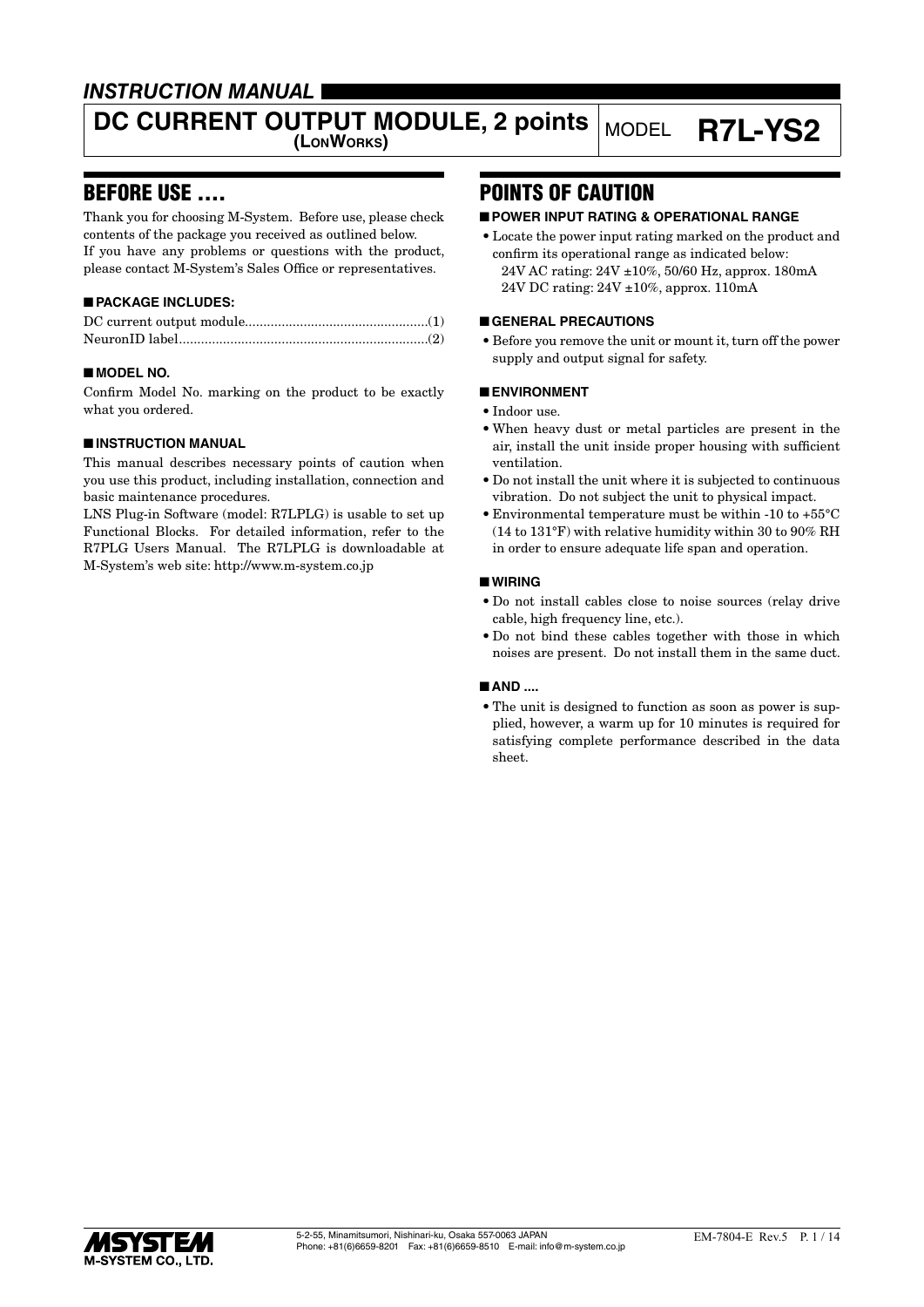*INSTRUCTION MANUAL*

# DC CURRENT OUTPUT MODULE, 2 points (LONWORKS) MODEL R7L-YS2

## BEFORE USE ....

Thank you for choosing M-System. Before use, please check contents of the package you received as outlined below.
If you have any problems or questions with the product, please contact M-System's Sales Office or representatives.

### ■ PACKAGE INCLUDES:

DC current output module..................................................(1)
NeuronID label....................................................................(2)

### ■ MODEL NO.

Confirm Model No. marking on the product to be exactly what you ordered.

### ■ INSTRUCTION MANUAL

This manual describes necessary points of caution when you use this product, including installation, connection and basic maintenance procedures.
LNS Plug-in Software (model: R7LPLG) is usable to set up Functional Blocks. For detailed information, refer to the R7PLG Users Manual. The R7LPLG is downloadable at M-System's web site: http://www.m-system.co.jp

## POINTS OF CAUTION

### ■ POWER INPUT RATING & OPERATIONAL RANGE

- Locate the power input rating marked on the product and confirm its operational range as indicated below:
  24V AC rating: 24V ±10%, 50/60 Hz, approx. 180mA
  24V DC rating: 24V ±10%, approx. 110mA

### ■ GENERAL PRECAUTIONS

- Before you remove the unit or mount it, turn off the power supply and output signal for safety.

### ■ ENVIRONMENT

- Indoor use.
- When heavy dust or metal particles are present in the air, install the unit inside proper housing with sufficient ventilation.
- Do not install the unit where it is subjected to continuous vibration. Do not subject the unit to physical impact.
- Environmental temperature must be within -10 to +55°C (14 to 131°F) with relative humidity within 30 to 90% RH in order to ensure adequate life span and operation.

### ■ WIRING

- Do not install cables close to noise sources (relay drive cable, high frequency line, etc.).
- Do not bind these cables together with those in which noises are present. Do not install them in the same duct.

### ■ AND ....

- The unit is designed to function as soon as power is supplied, however, a warm up for 10 minutes is required for satisfying complete performance described in the data sheet.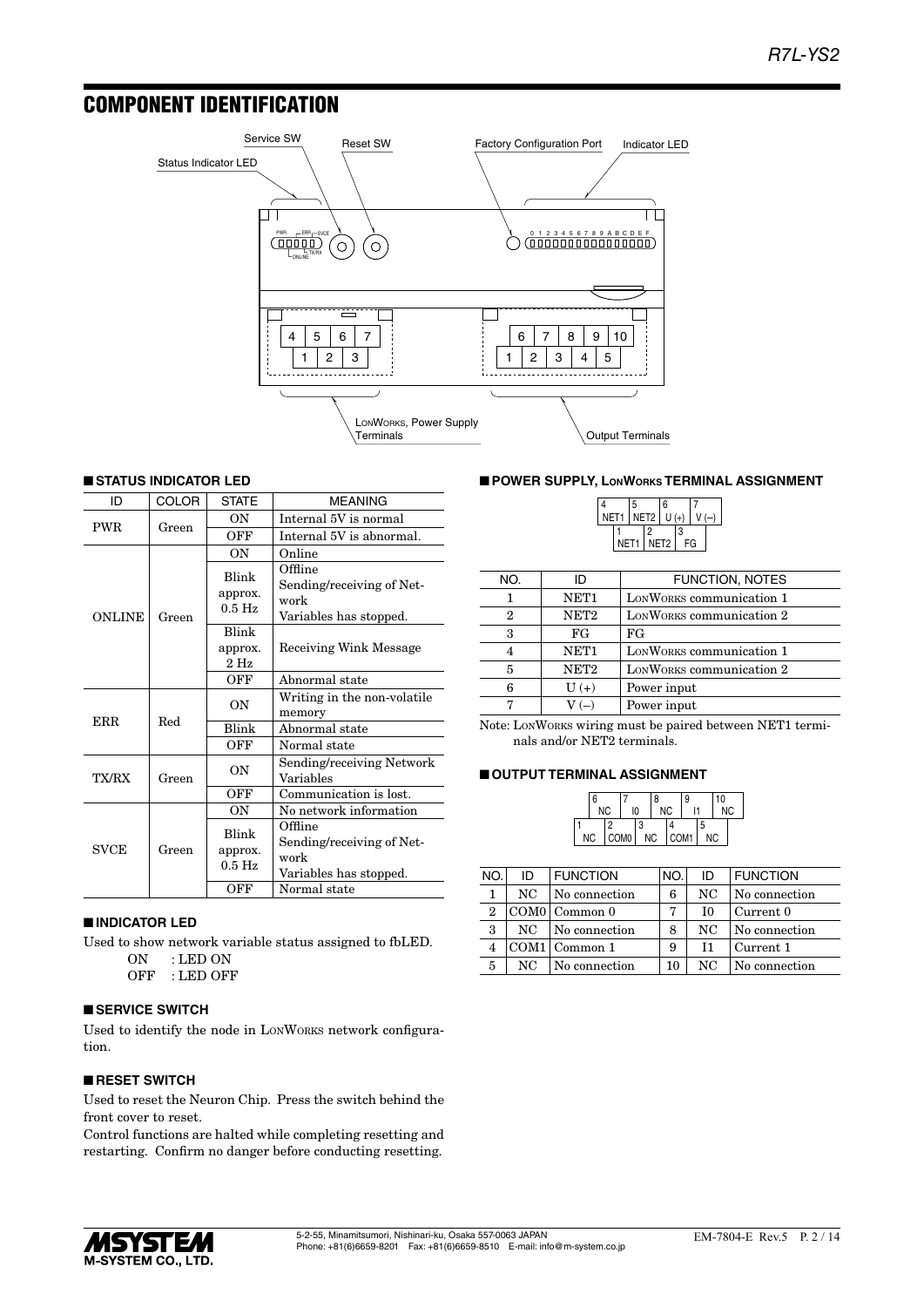## COMPONENT IDENTIFICATION

Service SW, Reset SW, Factory Configuration Port, Indicator LED, Status Indicator LED, LONWORKS, Power Supply Terminals, Output Terminals

### ■ STATUS INDICATOR LED

| ID | COLOR | STATE | MEANING |
|---|---|---|---|
| PWR | Green | ON | Internal 5V is normal |
| | | OFF | Internal 5V is abnormal. |
| ONLINE | Green | ON | Online |
| | | Blink approx. 0.5 Hz | Offline Sending/receiving of Network Variables has stopped. |
| | | Blink approx. 2 Hz | Receiving Wink Message |
| | | OFF | Abnormal state |
| ERR | Red | ON | Writing in the non-volatile memory |
| | | Blink | Abnormal state |
| | | OFF | Normal state |
| TX/RX | Green | ON | Sending/receiving Network Variables |
| | | OFF | Communication is lost. |
| SVCE | Green | ON | No network information |
| | | Blink approx. 0.5 Hz | Offline Sending/receiving of Network Variables has stopped. |
| | | OFF | Normal state |

### ■ INDICATOR LED

Used to show network variable status assigned to fbLED.

ON : LED ON
OFF : LED OFF

### ■ SERVICE SWITCH

Used to identify the node in LONWORKS network configuration.

### ■ RESET SWITCH

Used to reset the Neuron Chip. Press the switch behind the front cover to reset.

Control functions are halted while completing resetting and restarting. Confirm no danger before conducting resetting.

### ■ POWER SUPPLY, LONWORKS TERMINAL ASSIGNMENT

| NO. | ID | FUNCTION, NOTES |
|---|---|---|
| 1 | NET1 | LONWORKS communication 1 |
| 2 | NET2 | LONWORKS communication 2 |
| 3 | FG | FG |
| 4 | NET1 | LONWORKS communication 1 |
| 5 | NET2 | LONWORKS communication 2 |
| 6 | U (+) | Power input |
| 7 | V (–) | Power input |

Note: LONWORKS wiring must be paired between NET1 terminals and/or NET2 terminals.

### ■ OUTPUT TERMINAL ASSIGNMENT

| NO. | ID | FUNCTION | NO. | ID | FUNCTION |
|---|---|---|---|---|---|
| 1 | NC | No connection | 6 | NC | No connection |
| 2 | COM0 | Common 0 | 7 | I0 | Current 0 |
| 3 | NC | No connection | 8 | NC | No connection |
| 4 | COM1 | Common 1 | 9 | I1 | Current 1 |
| 5 | NC | No connection | 10 | NC | No connection |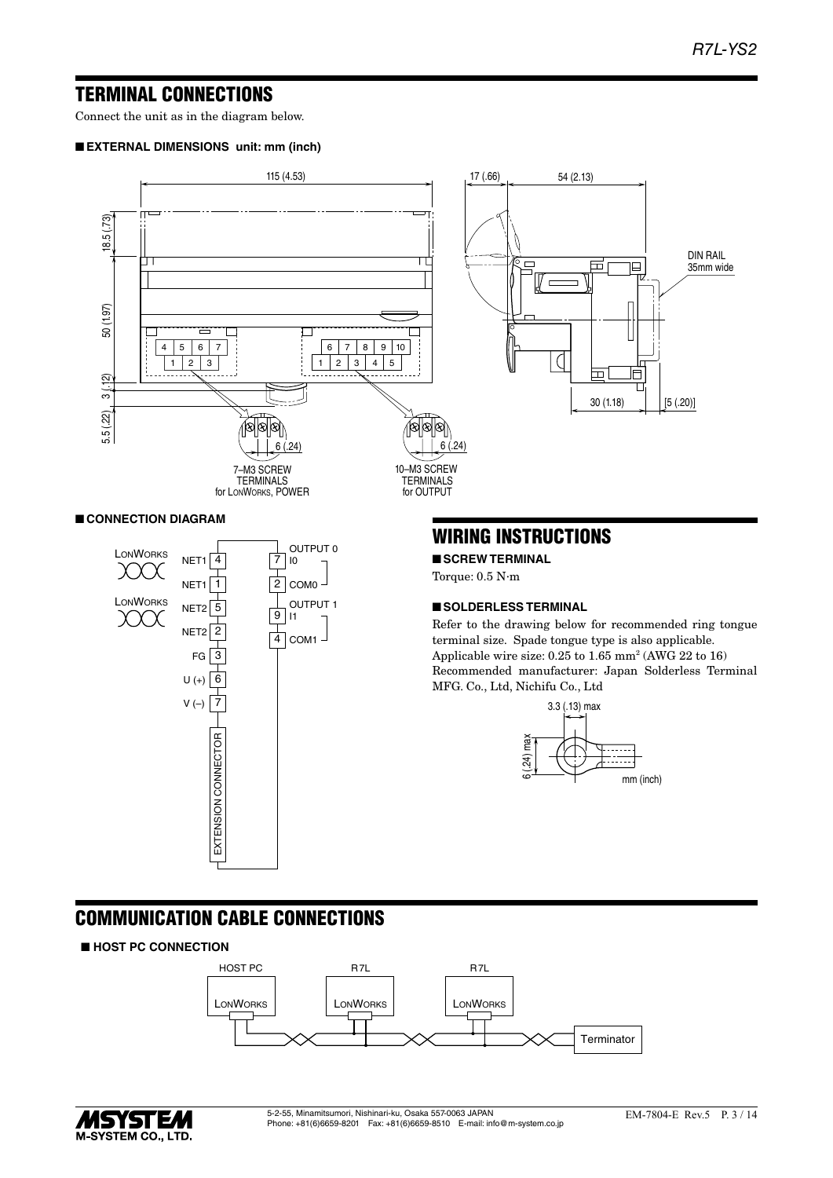# TERMINAL CONNECTIONS

Connect the unit as in the diagram below.

■ **EXTERNAL DIMENSIONS unit: mm (inch)**

115 (4.53)

17 (.66) 54 (2.13)

18.5 (.73)

50 (1.97)

3 (.12)

5.5 (.22)

DIN RAIL 35mm wide

30 (1.18) [5 (.20)]

6 (.24)

7–M3 SCREW TERMINALS for LONWORKS, POWER

6 (.24)

10–M3 SCREW TERMINALS for OUTPUT

■ **CONNECTION DIAGRAM**

| Terminal No. | Signal |
|---|---|
| 4 | NET1 (LONWORKS) |
| 1 | NET1 (LONWORKS) |
| 5 | NET2 (LONWORKS) |
| 2 | NET2 (LONWORKS) |
| 3 | FG |
| 6 | U (+) |
| 7 | V (–) |
| 7 | I0 (OUTPUT 0) |
| 2 | COM0 (OUTPUT 0) |
| 9 | I1 (OUTPUT 1) |
| 4 | COM1 (OUTPUT 1) |

EXTENSION CONNECTOR

# WIRING INSTRUCTIONS

■ **SCREW TERMINAL**

Torque: 0.5 N·m

■ **SOLDERLESS TERMINAL**

Refer to the drawing below for recommended ring tongue terminal size. Spade tongue type is also applicable.

Applicable wire size: 0.25 to 1.65 mm² (AWG 22 to 16)

Recommended manufacturer: Japan Solderless Terminal MFG. Co., Ltd, Nichifu Co., Ltd

3.3 (.13) max

6 (.24) max

mm (inch)

# COMMUNICATION CABLE CONNECTIONS

■ **HOST PC CONNECTION**

HOST PC (LONWORKS) — R7L (LONWORKS) — R7L (LONWORKS) — Terminator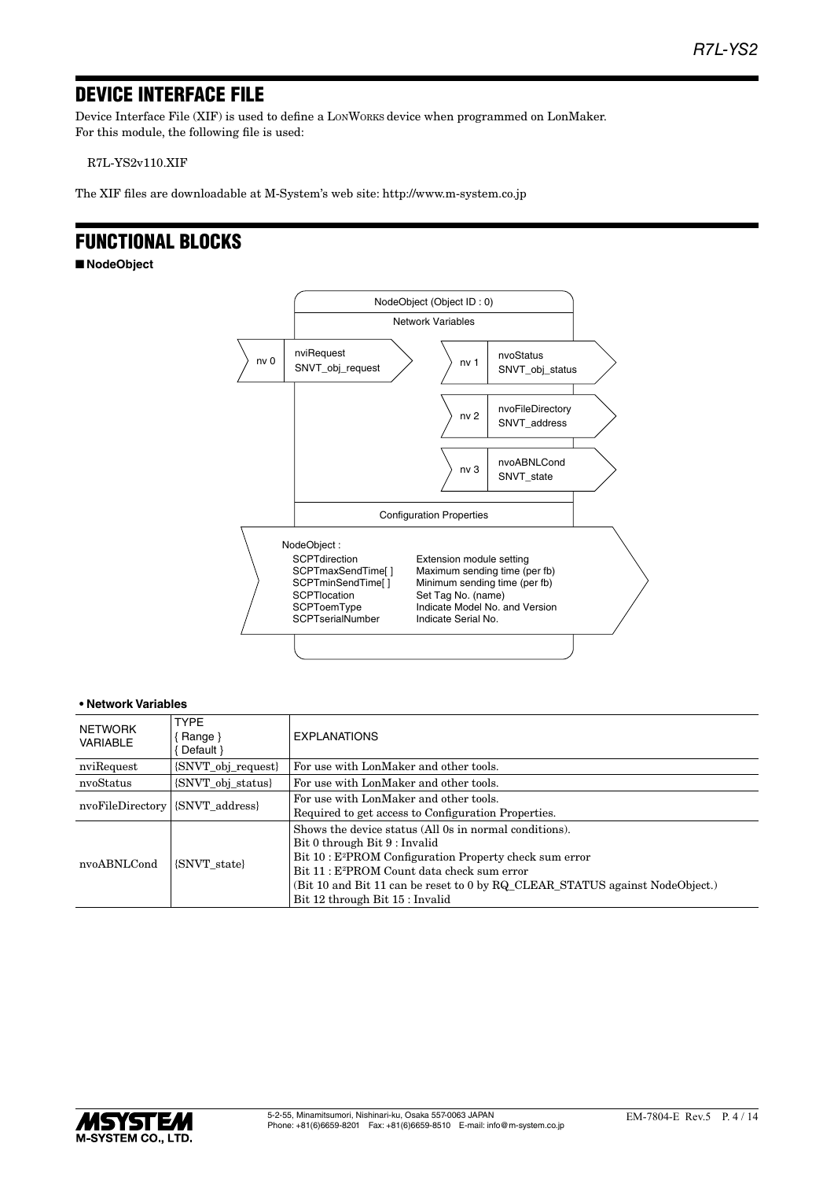## DEVICE INTERFACE FILE

Device Interface File (XIF) is used to define a LONWORKS device when programmed on LonMaker.
For this module, the following file is used:

R7L-YS2v110.XIF

The XIF files are downloadable at M-System's web site: http://www.m-system.co.jp

## FUNCTIONAL BLOCKS

■ **NodeObject**

NodeObject (Object ID : 0)

Network Variables

nv 0 — nviRequest SNVT_obj_request

nv 1 — nvoStatus SNVT_obj_status

nv 2 — nvoFileDirectory SNVT_address

nv 3 — nvoABNLCond SNVT_state

Configuration Properties

NodeObject :

| | |
|---|---|
| SCPTdirection | Extension module setting |
| SCPTmaxSendTime[ ] | Maximum sending time (per fb) |
| SCPTminSendTime[ ] | Minimum sending time (per fb) |
| SCPTlocation | Set Tag No. (name) |
| SCPToemType | Indicate Model No. and Version |
| SCPTserialNumber | Indicate Serial No. |

**• Network Variables**

| NETWORK VARIABLE | TYPE { Range } { Default } | EXPLANATIONS |
|---|---|---|
| nviRequest | {SNVT_obj_request} | For use with LonMaker and other tools. |
| nvoStatus | {SNVT_obj_status} | For use with LonMaker and other tools. |
| nvoFileDirectory | {SNVT_address} | For use with LonMaker and other tools.<br>Required to get access to Configuration Properties. |
| nvoABNLCond | {SNVT_state} | Shows the device status (All 0s in normal conditions).<br>Bit 0 through Bit 9 : Invalid<br>Bit 10 : E²PROM Configuration Property check sum error<br>Bit 11 : E²PROM Count data check sum error<br>(Bit 10 and Bit 11 can be reset to 0 by RQ_CLEAR_STATUS against NodeObject.)<br>Bit 12 through Bit 15 : Invalid |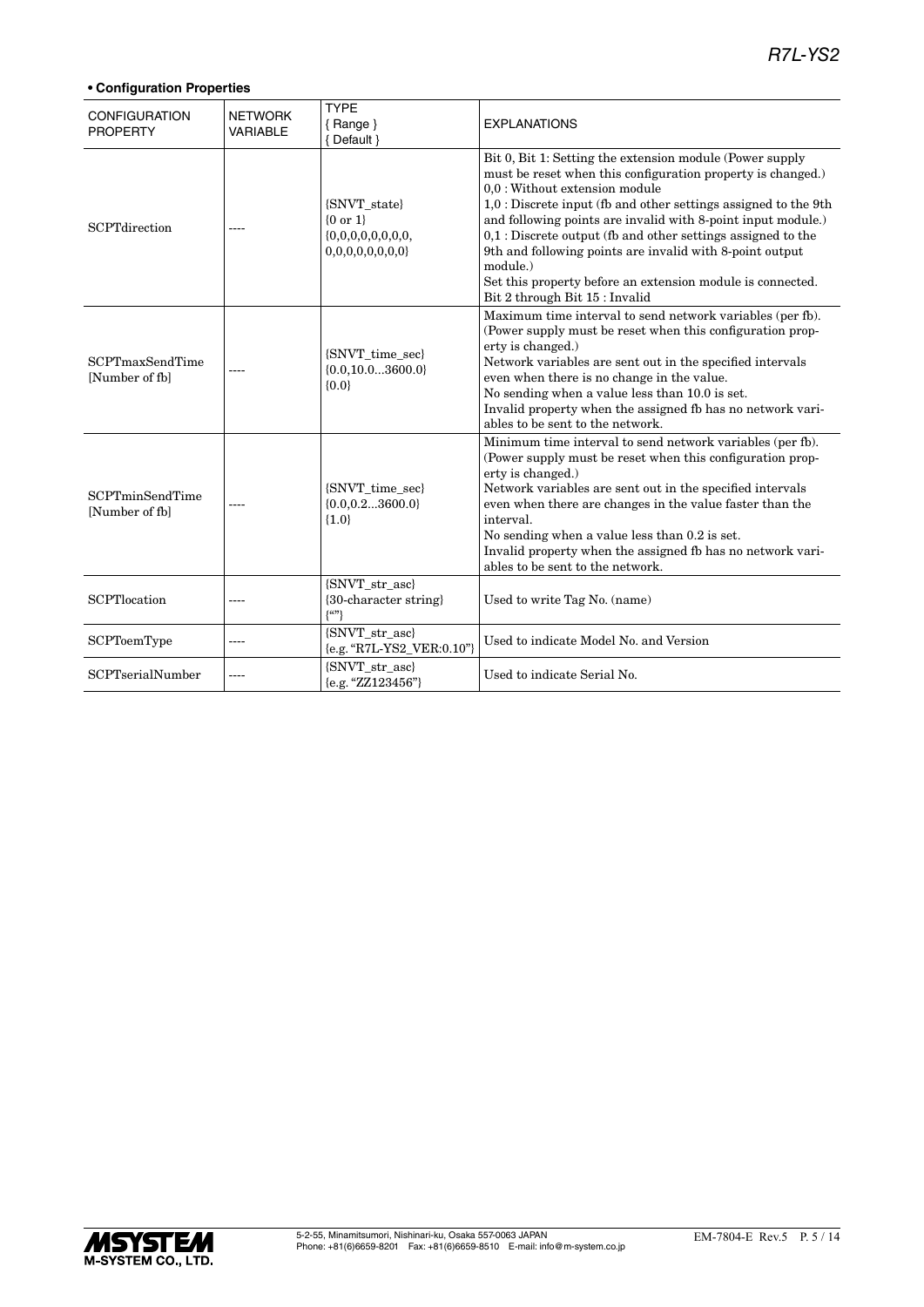**• Configuration Properties**

| CONFIGURATION PROPERTY | NETWORK VARIABLE | TYPE { Range } { Default } | EXPLANATIONS |
|---|---|---|---|
| SCPTdirection | ---- | {SNVT_state} {0 or 1} {0,0,0,0,0,0,0,0, 0,0,0,0,0,0,0,0} | Bit 0, Bit 1: Setting the extension module (Power supply must be reset when this configuration property is changed.)<br>0,0 : Without extension module<br>1,0 : Discrete input (fb and other settings assigned to the 9th and following points are invalid with 8-point input module.)<br>0,1 : Discrete output (fb and other settings assigned to the 9th and following points are invalid with 8-point output module.)<br>Set this property before an extension module is connected.<br>Bit 2 through Bit 15 : Invalid |
| SCPTmaxSendTime [Number of fb] | ---- | {SNVT_time_sec} {0.0,10.0...3600.0} {0.0} | Maximum time interval to send network variables (per fb). (Power supply must be reset when this configuration property is changed.)<br>Network variables are sent out in the specified intervals even when there is no change in the value.<br>No sending when a value less than 10.0 is set.<br>Invalid property when the assigned fb has no network variables to be sent to the network. |
| SCPTminSendTime [Number of fb] | ---- | {SNVT_time_sec} {0.0,0.2...3600.0} {1.0} | Minimum time interval to send network variables (per fb). (Power supply must be reset when this configuration property is changed.)<br>Network variables are sent out in the specified intervals even when there are changes in the value faster than the interval.<br>No sending when a value less than 0.2 is set.<br>Invalid property when the assigned fb has no network variables to be sent to the network. |
| SCPTlocation | ---- | {SNVT_str_asc} {30-character string} {""} | Used to write Tag No. (name) |
| SCPToemType | ---- | {SNVT_str_asc} {e.g. "R7L-YS2_VER:0.10"} | Used to indicate Model No. and Version |
| SCPTserialNumber | ---- | {SNVT_str_asc} {e.g. "ZZ123456"} | Used to indicate Serial No. |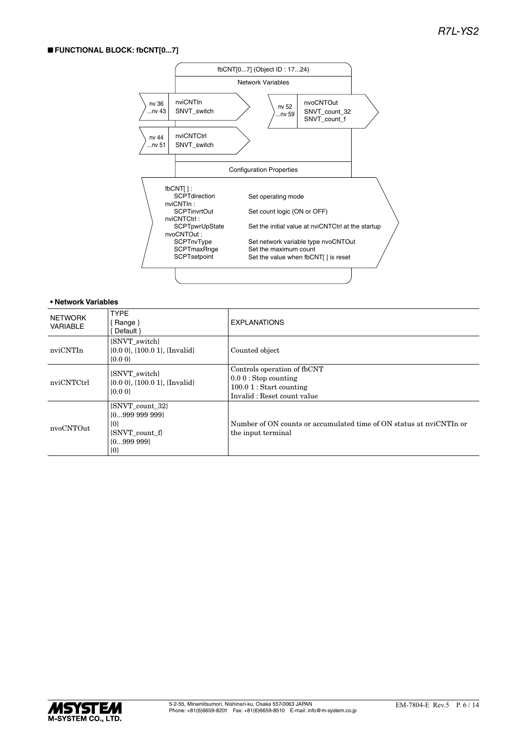## ■ FUNCTIONAL BLOCK: fbCNT[0...7]

fbCNT[0...7] (Object ID : 17...24)

Network Variables

| nv | Name | Type |
|---|---|---|
| nv 36 ...nv 43 | nviCNTIn | SNVT_switch |
| nv 44 ...nv 51 | nviCNTCtrl | SNVT_switch |
| nv 52 ...nv 59 | nvoCNTOut | SNVT_count_32, SNVT_count_f |

Configuration Properties

| Property | Description |
|---|---|
| fbCNT[ ] : SCPTdirection | Set operating mode |
| nviCNTIn : SCPTinvrtOut | Set count logic (ON or OFF) |
| nviCNTCtrl : SCPTpwrUpState | Set the initial value at nviCNTCtrl at the startup |
| nvoCNTOut : SCPTnvType | Set network variable type nvoCNTOut |
| SCPTmaxRnge | Set the maximum count |
| SCPTsetpoint | Set the value when fbCNT[ ] is reset |

### • Network Variables

| NETWORK VARIABLE | TYPE { Range } { Default } | EXPLANATIONS |
|---|---|---|
| nviCNTIn | {SNVT_switch} {0.0 0}, {100.0 1}, {Invalid} {0.0 0} | Counted object |
| nviCNTCtrl | {SNVT_switch} {0.0 0}, {100.0 1}, {Invalid} {0.0 0} | Controls operation of fbCNT<br>0.0 0 : Stop counting<br>100.0 1 : Start counting<br>Invalid : Reset count value |
| nvoCNTOut | {SNVT_count_32} {0...999 999 999} {0} {SNVT_count_f} {0...999 999} {0} | Number of ON counts or accumulated time of ON status at nviCNTIn or the input terminal |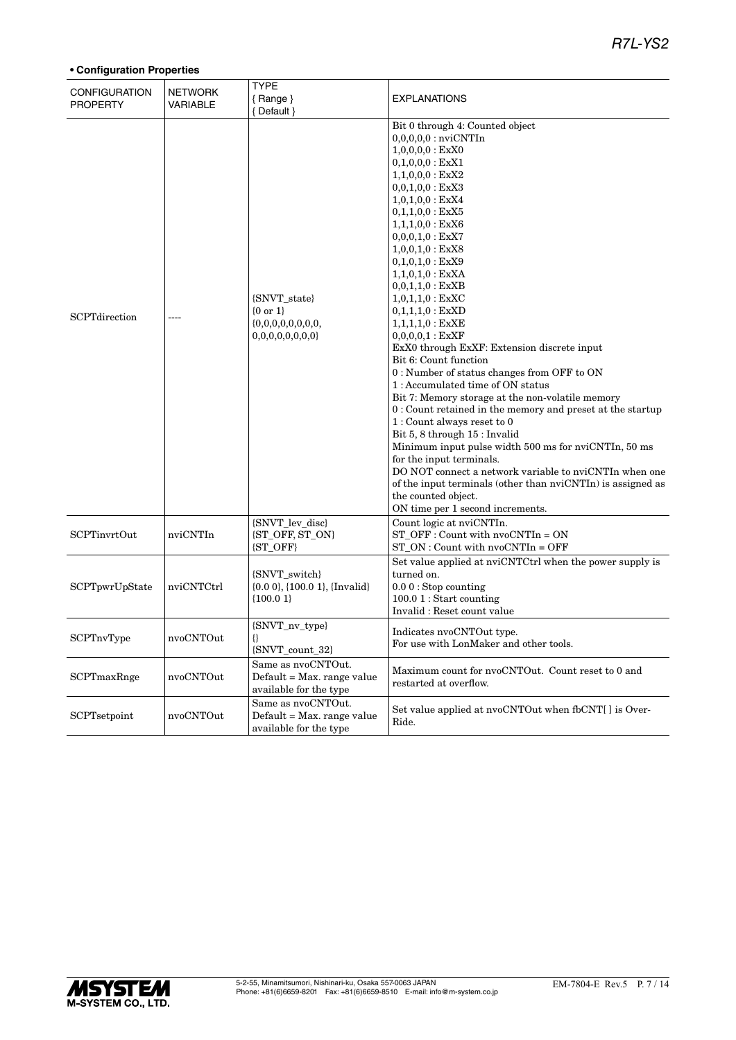**• Configuration Properties**

| CONFIGURATION PROPERTY | NETWORK VARIABLE | TYPE { Range } { Default } | EXPLANATIONS |
|---|---|---|---|
| SCPTdirection | ---- | {SNVT_state}<br>{0 or 1}<br>{0,0,0,0,0,0,0,0,<br>0,0,0,0,0,0,0,0} | Bit 0 through 4: Counted object<br>0,0,0,0,0 : nviCNTIn<br>1,0,0,0,0 : ExX0<br>0,1,0,0,0 : ExX1<br>1,1,0,0,0 : ExX2<br>0,0,1,0,0 : ExX3<br>1,0,1,0,0 : ExX4<br>0,1,1,0,0 : ExX5<br>1,1,1,0,0 : ExX6<br>0,0,0,1,0 : ExX7<br>1,0,0,1,0 : ExX8<br>0,1,0,1,0 : ExX9<br>1,1,0,1,0 : ExXA<br>0,0,1,1,0 : ExXB<br>1,0,1,1,0 : ExXC<br>0,1,1,1,0 : ExXD<br>1,1,1,1,0 : ExXE<br>0,0,0,0,1 : ExXF<br>ExX0 through ExXF: Extension discrete input<br>Bit 6: Count function<br>0 : Number of status changes from OFF to ON<br>1 : Accumulated time of ON status<br>Bit 7: Memory storage at the non-volatile memory<br>0 : Count retained in the memory and preset at the startup<br>1 : Count always reset to 0<br>Bit 5, 8 through 15 : Invalid<br>Minimum input pulse width 500 ms for nviCNTIn, 50 ms for the input terminals.<br>DO NOT connect a network variable to nviCNTIn when one of the input terminals (other than nviCNTIn) is assigned as the counted object.<br>ON time per 1 second increments. |
| SCPTinvrtOut | nviCNTIn | {SNVT_lev_disc}<br>{ST_OFF, ST_ON}<br>{ST_OFF} | Count logic at nviCNTIn.<br>ST_OFF : Count with nvoCNTIn = ON<br>ST_ON : Count with nvoCNTIn = OFF |
| SCPTpwrUpState | nviCNTCtrl | {SNVT_switch}<br>{0.0 0}, {100.0 1}, {Invalid}<br>{100.0 1} | Set value applied at nviCNTCtrl when the power supply is turned on.<br>0.0 0 : Stop counting<br>100.0 1 : Start counting<br>Invalid : Reset count value |
| SCPTnvType | nvoCNTOut | {SNVT_nv_type}<br>{}<br>{SNVT_count_32} | Indicates nvoCNTOut type.<br>For use with LonMaker and other tools. |
| SCPTmaxRnge | nvoCNTOut | Same as nvoCNTOut.<br>Default = Max. range value available for the type | Maximum count for nvoCNTOut. Count reset to 0 and restarted at overflow. |
| SCPTsetpoint | nvoCNTOut | Same as nvoCNTOut.<br>Default = Max. range value available for the type | Set value applied at nvoCNTOut when fbCNT[ ] is Over-Ride. |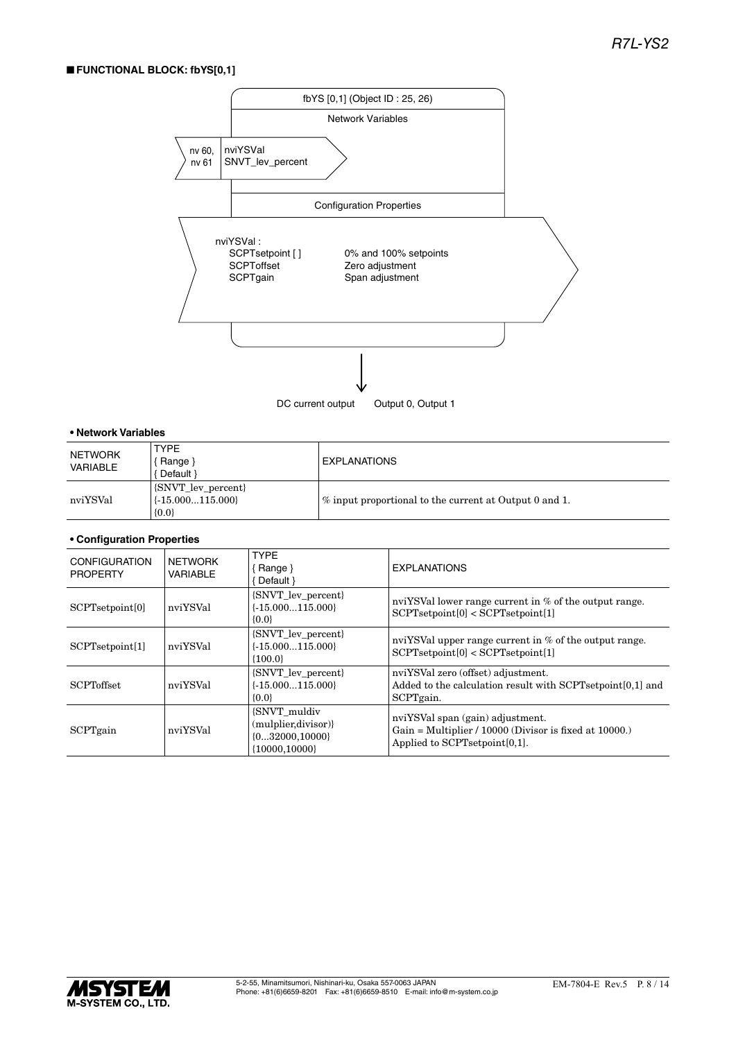■ **FUNCTIONAL BLOCK: fbYS[0,1]**

fbYS [0,1] (Object ID : 25, 26)

Network Variables

nv 60, nv 61 — nviYSVal SNVT_lev_percent

Configuration Properties

nviYSVal :
- SCPTsetpoint [ ] — 0% and 100% setpoints
- SCPToffset — Zero adjustment
- SCPTgain — Span adjustment

DC current output — Output 0, Output 1

**• Network Variables**

| NETWORK VARIABLE | TYPE { Range } { Default } | EXPLANATIONS |
|---|---|---|
| nviYSVal | {SNVT_lev_percent} {-15.000...115.000} {0.0} | % input proportional to the current at Output 0 and 1. |

**• Configuration Properties**

| CONFIGURATION PROPERTY | NETWORK VARIABLE | TYPE { Range } { Default } | EXPLANATIONS |
|---|---|---|---|
| SCPTsetpoint[0] | nviYSVal | {SNVT_lev_percent} {-15.000...115.000} {0.0} | nviYSVal lower range current in % of the output range. SCPTsetpoint[0] < SCPTsetpoint[1] |
| SCPTsetpoint[1] | nviYSVal | {SNVT_lev_percent} {-15.000...115.000} {100.0} | nviYSVal upper range current in % of the output range. SCPTsetpoint[0] < SCPTsetpoint[1] |
| SCPToffset | nviYSVal | {SNVT_lev_percent} {-15.000...115.000} {0.0} | nviYSVal zero (offset) adjustment. Added to the calculation result with SCPTsetpoint[0,1] and SCPTgain. |
| SCPTgain | nviYSVal | {SNVT_muldiv (mulplier,divisor)} {0...32000,10000} {10000,10000} | nviYSVal span (gain) adjustment. Gain = Multiplier / 10000 (Divisor is fixed at 10000.) Applied to SCPTsetpoint[0,1]. |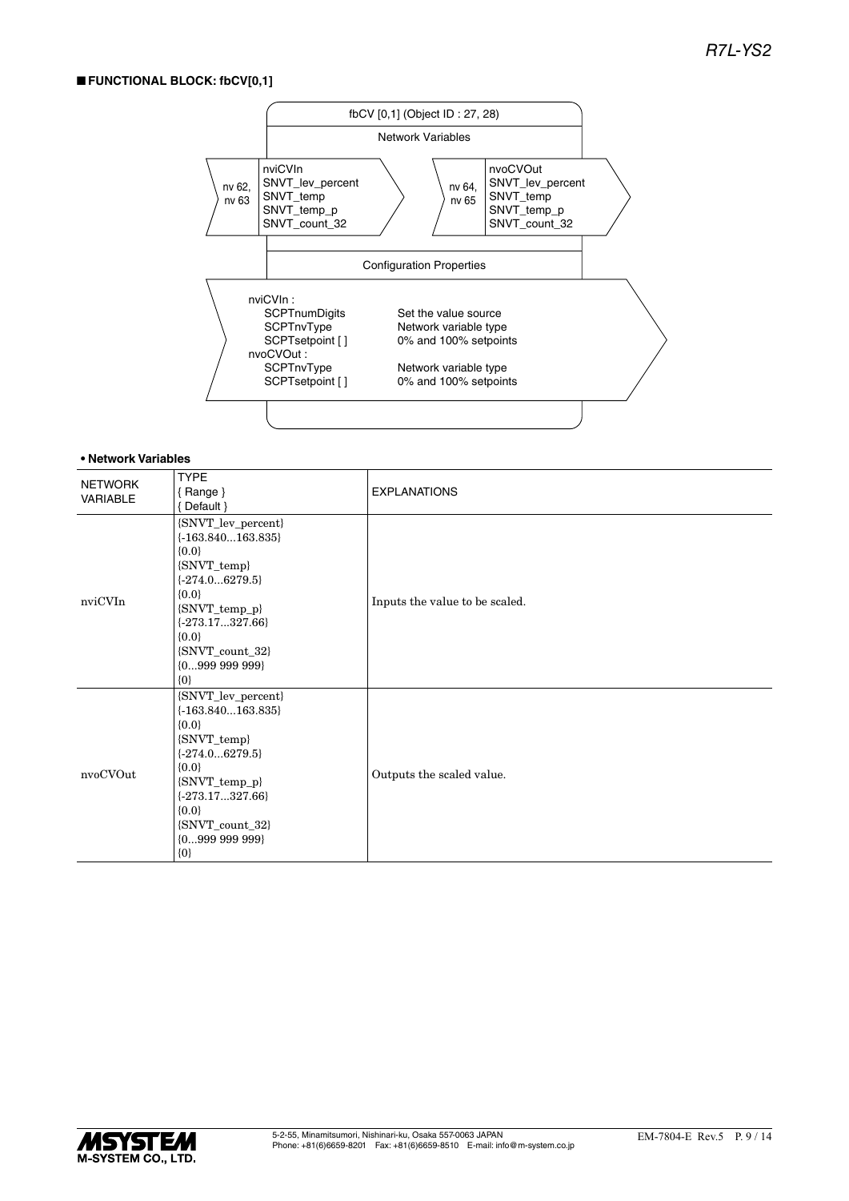## ■ FUNCTIONAL BLOCK: fbCV[0,1]

fbCV [0,1] (Object ID : 27, 28)

Network Variables

nv 62, nv 63 — nviCVIn: SNVT_lev_percent, SNVT_temp, SNVT_temp_p, SNVT_count_32

nv 64, nv 65 — nvoCVOut: SNVT_lev_percent, SNVT_temp, SNVT_temp_p, SNVT_count_32

Configuration Properties

nviCVIn :
- SCPTnumDigits — Set the value source
- SCPTnvType — Network variable type
- SCPTsetpoint [ ] — 0% and 100% setpoints

nvoCVOut :
- SCPTnvType — Network variable type
- SCPTsetpoint [ ] — 0% and 100% setpoints

### • Network Variables

| NETWORK VARIABLE | TYPE { Range } { Default } | EXPLANATIONS |
|---|---|---|
| nviCVIn | {SNVT_lev_percent} {-163.840...163.835} {0.0} {SNVT_temp} {-274.0...6279.5} {0.0} {SNVT_temp_p} {-273.17...327.66} {0.0} {SNVT_count_32} {0...999 999 999} {0} | Inputs the value to be scaled. |
| nvoCVOut | {SNVT_lev_percent} {-163.840...163.835} {0.0} {SNVT_temp} {-274.0...6279.5} {0.0} {SNVT_temp_p} {-273.17...327.66} {0.0} {SNVT_count_32} {0...999 999 999} {0} | Outputs the scaled value. |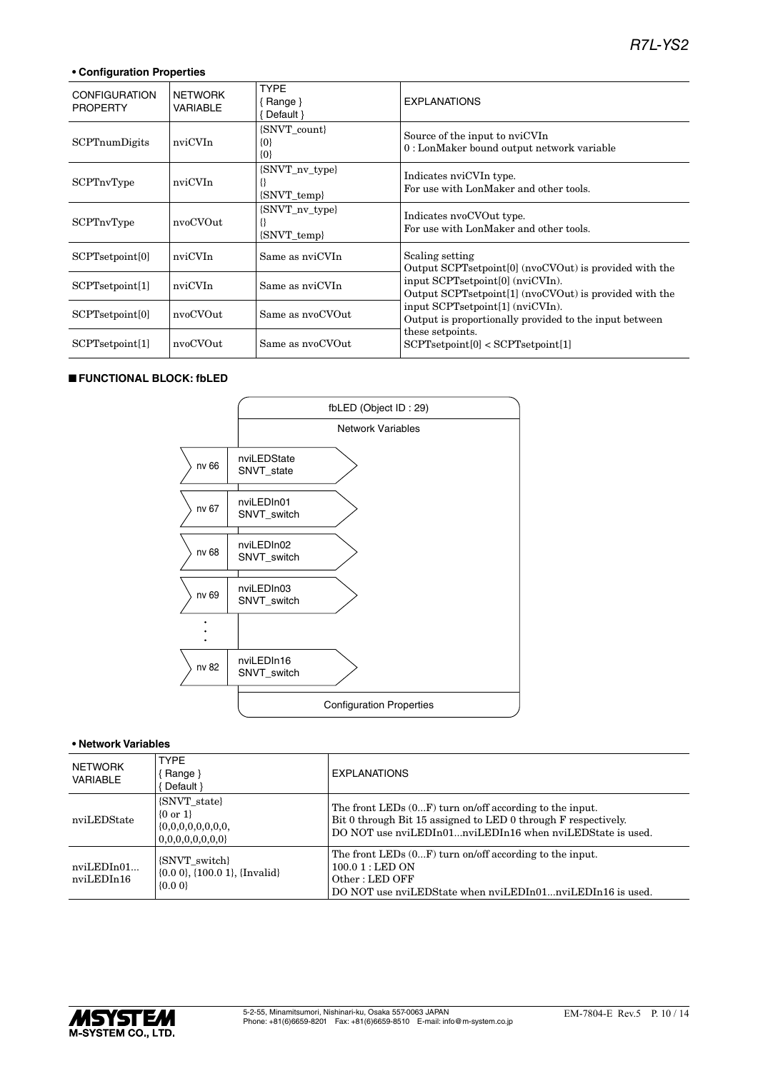• **Configuration Properties**

| CONFIGURATION PROPERTY | NETWORK VARIABLE | TYPE { Range } { Default } | EXPLANATIONS |
|---|---|---|---|
| SCPTnumDigits | nviCVIn | {SNVT_count} {0} {0} | Source of the input to nviCVIn 0 : LonMaker bound output network variable |
| SCPTnvType | nviCVIn | {SNVT_nv_type} {} {SNVT_temp} | Indicates nviCVIn type. For use with LonMaker and other tools. |
| SCPTnvType | nvoCVOut | {SNVT_nv_type} {} {SNVT_temp} | Indicates nvoCVOut type. For use with LonMaker and other tools. |
| SCPTsetpoint[0] | nviCVIn | Same as nviCVIn | Scaling setting Output SCPTsetpoint[0] (nvoCVOut) is provided with the input SCPTsetpoint[0] (nviCVIn). Output SCPTsetpoint[1] (nvoCVOut) is provided with the input SCPTsetpoint[1] (nviCVIn). Output is proportionally provided to the input between these setpoints. SCPTsetpoint[0] < SCPTsetpoint[1] |
| SCPTsetpoint[1] | nviCVIn | Same as nviCVIn | |
| SCPTsetpoint[0] | nvoCVOut | Same as nvoCVOut | |
| SCPTsetpoint[1] | nvoCVOut | Same as nvoCVOut | |

## ■ FUNCTIONAL BLOCK: fbLED

fbLED (Object ID : 29)

Network Variables

| | |
|---|---|
| nv 66 | nviLEDState SNVT_state |
| nv 67 | nviLEDIn01 SNVT_switch |
| nv 68 | nviLEDIn02 SNVT_switch |
| nv 69 | nviLEDIn03 SNVT_switch |
| ⋮ | |
| nv 82 | nviLEDIn16 SNVT_switch |

Configuration Properties

• **Network Variables**

| NETWORK VARIABLE | TYPE { Range } { Default } | EXPLANATIONS |
|---|---|---|
| nviLEDState | {SNVT_state} {0 or 1} {0,0,0,0,0,0,0,0, 0,0,0,0,0,0,0,0} | The front LEDs (0...F) turn on/off according to the input. Bit 0 through Bit 15 assigned to LED 0 through F respectively. DO NOT use nviLEDIn01...nviLEDIn16 when nviLEDState is used. |
| nviLEDIn01... nviLEDIn16 | {SNVT_switch} {0.0 0}, {100.0 1}, {Invalid} {0.0 0} | The front LEDs (0...F) turn on/off according to the input. 100.0 1 : LED ON Other : LED OFF DO NOT use nviLEDState when nviLEDIn01...nviLEDIn16 is used. |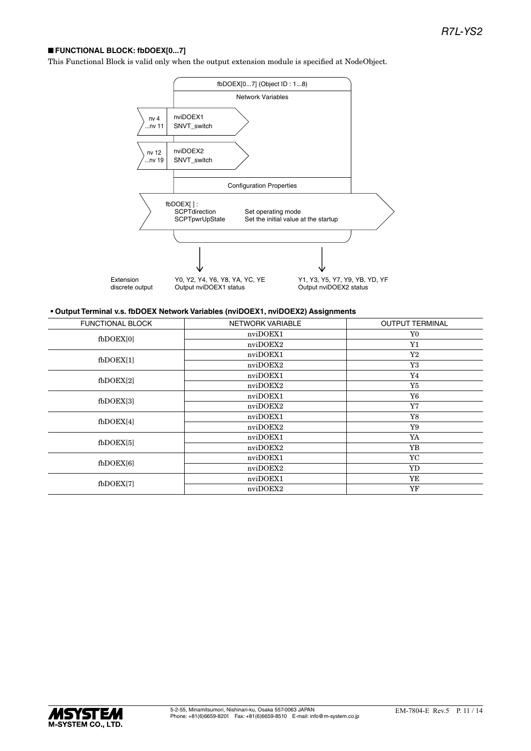## ■ FUNCTIONAL BLOCK: fbDOEX[0...7]

This Functional Block is valid only when the output extension module is specified at NodeObject.

fbDOEX[0...7] (Object ID : 1...8)

Network Variables

nv 4 ...nv 11 — nviDOEX1 SNVT_switch

nv 12 ...nv 19 — nviDOEX2 SNVT_switch

Configuration Properties

fbDOEX[ ] :
- SCPTdirection — Set operating mode
- SCPTpwrUpState — Set the initial value at the startup

Extension discrete output
- Y0, Y2, Y4, Y6, Y8, YA, YC, YE — Output nviDOEX1 status
- Y1, Y3, Y5, Y7, Y9, YB, YD, YF — Output nviDOEX2 status

**• Output Terminal v.s. fbDOEX Network Variables (nviDOEX1, nviDOEX2) Assignments**

| FUNCTIONAL BLOCK | NETWORK VARIABLE | OUTPUT TERMINAL |
|---|---|---|
| fbDOEX[0] | nviDOEX1 | Y0 |
| | nviDOEX2 | Y1 |
| fbDOEX[1] | nviDOEX1 | Y2 |
| | nviDOEX2 | Y3 |
| fbDOEX[2] | nviDOEX1 | Y4 |
| | nviDOEX2 | Y5 |
| fbDOEX[3] | nviDOEX1 | Y6 |
| | nviDOEX2 | Y7 |
| fbDOEX[4] | nviDOEX1 | Y8 |
| | nviDOEX2 | Y9 |
| fbDOEX[5] | nviDOEX1 | YA |
| | nviDOEX2 | YB |
| fbDOEX[6] | nviDOEX1 | YC |
| | nviDOEX2 | YD |
| fbDOEX[7] | nviDOEX1 | YE |
| | nviDOEX2 | YF |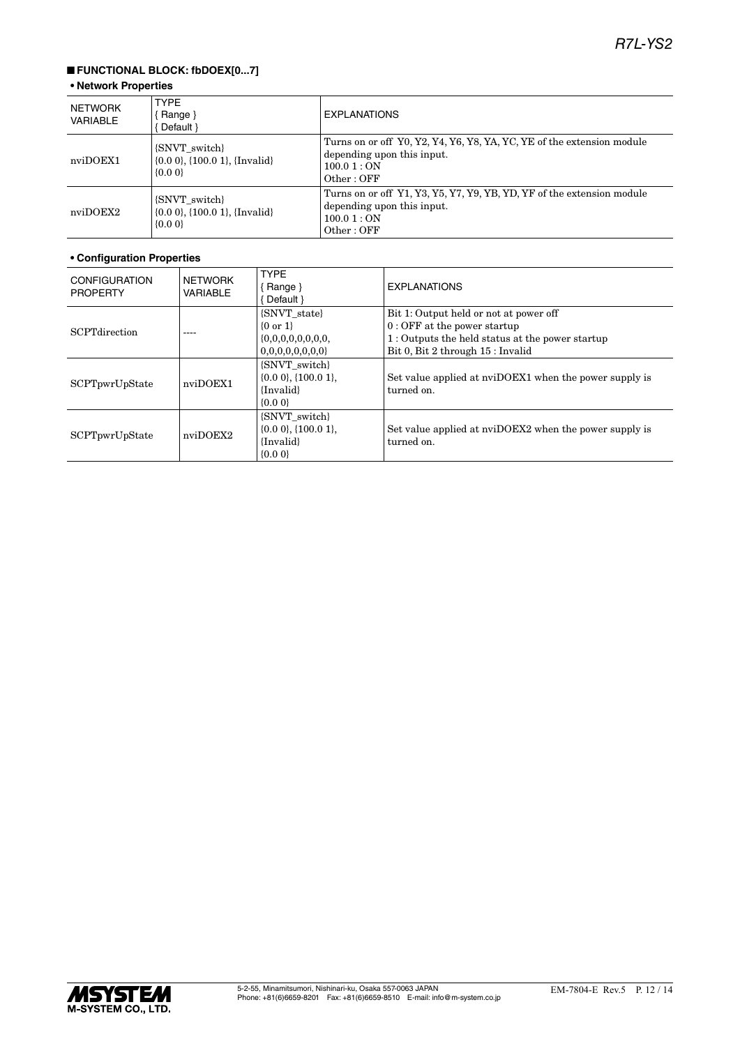## ■ FUNCTIONAL BLOCK: fbDOEX[0...7]

**• Network Properties**

| NETWORK VARIABLE | TYPE { Range } { Default } | EXPLANATIONS |
|---|---|---|
| nviDOEX1 | {SNVT_switch} {0.0 0}, {100.0 1}, {Invalid} {0.0 0} | Turns on or off Y0, Y2, Y4, Y6, Y8, YA, YC, YE of the extension module depending upon this input. 100.0 1 : ON Other : OFF |
| nviDOEX2 | {SNVT_switch} {0.0 0}, {100.0 1}, {Invalid} {0.0 0} | Turns on or off Y1, Y3, Y5, Y7, Y9, YB, YD, YF of the extension module depending upon this input. 100.0 1 : ON Other : OFF |

**• Configuration Properties**

| CONFIGURATION PROPERTY | NETWORK VARIABLE | TYPE { Range } { Default } | EXPLANATIONS |
|---|---|---|---|
| SCPTdirection | ---- | {SNVT_state} {0 or 1} {0,0,0,0,0,0,0,0, 0,0,0,0,0,0,0,0} | Bit 1: Output held or not at power off 0 : OFF at the power startup 1 : Outputs the held status at the power startup Bit 0, Bit 2 through 15 : Invalid |
| SCPTpwrUpState | nviDOEX1 | {SNVT_switch} {0.0 0}, {100.0 1}, {Invalid} {0.0 0} | Set value applied at nviDOEX1 when the power supply is turned on. |
| SCPTpwrUpState | nviDOEX2 | {SNVT_switch} {0.0 0}, {100.0 1}, {Invalid} {0.0 0} | Set value applied at nviDOEX2 when the power supply is turned on. |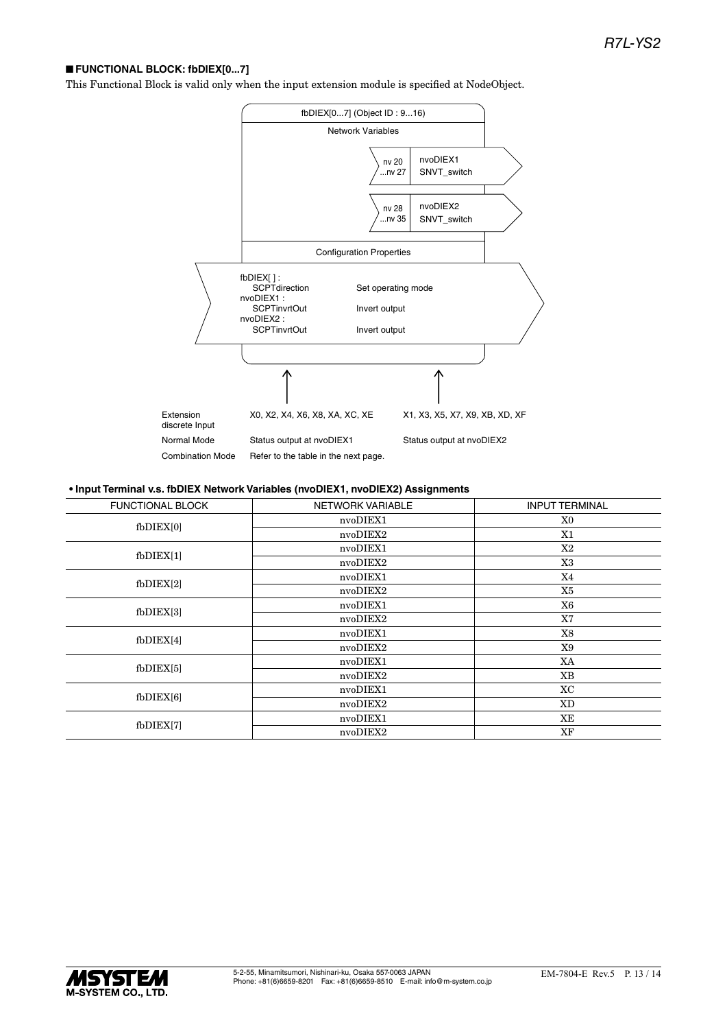## ■ FUNCTIONAL BLOCK: fbDIEX[0...7]

This Functional Block is valid only when the input extension module is specified at NodeObject.

fbDIEX[0...7] (Object ID : 9...16)

Network Variables

| | | |
|---|---|---|
| nv 20 ...nv 27 | nvoDIEX1 | SNVT_switch |
| nv 28 ...nv 35 | nvoDIEX2 | SNVT_switch |

Configuration Properties

| | |
|---|---|
| fbDIEX[ ] : SCPTdirection | Set operating mode |
| nvoDIEX1 : SCPTinvrtOut | Invert output |
| nvoDIEX2 : SCPTinvrtOut | Invert output |

| | | |
|---|---|---|
| Extension discrete Input | X0, X2, X4, X6, X8, XA, XC, XE | X1, X3, X5, X7, X9, XB, XD, XF |
| Normal Mode | Status output at nvoDIEX1 | Status output at nvoDIEX2 |
| Combination Mode | Refer to the table in the next page. | |

**• Input Terminal v.s. fbDIEX Network Variables (nvoDIEX1, nvoDIEX2) Assignments**

| FUNCTIONAL BLOCK | NETWORK VARIABLE | INPUT TERMINAL |
|---|---|---|
| fbDIEX[0] | nvoDIEX1 | X0 |
| | nvoDIEX2 | X1 |
| fbDIEX[1] | nvoDIEX1 | X2 |
| | nvoDIEX2 | X3 |
| fbDIEX[2] | nvoDIEX1 | X4 |
| | nvoDIEX2 | X5 |
| fbDIEX[3] | nvoDIEX1 | X6 |
| | nvoDIEX2 | X7 |
| fbDIEX[4] | nvoDIEX1 | X8 |
| | nvoDIEX2 | X9 |
| fbDIEX[5] | nvoDIEX1 | XA |
| | nvoDIEX2 | XB |
| fbDIEX[6] | nvoDIEX1 | XC |
| | nvoDIEX2 | XD |
| fbDIEX[7] | nvoDIEX1 | XE |
| | nvoDIEX2 | XF |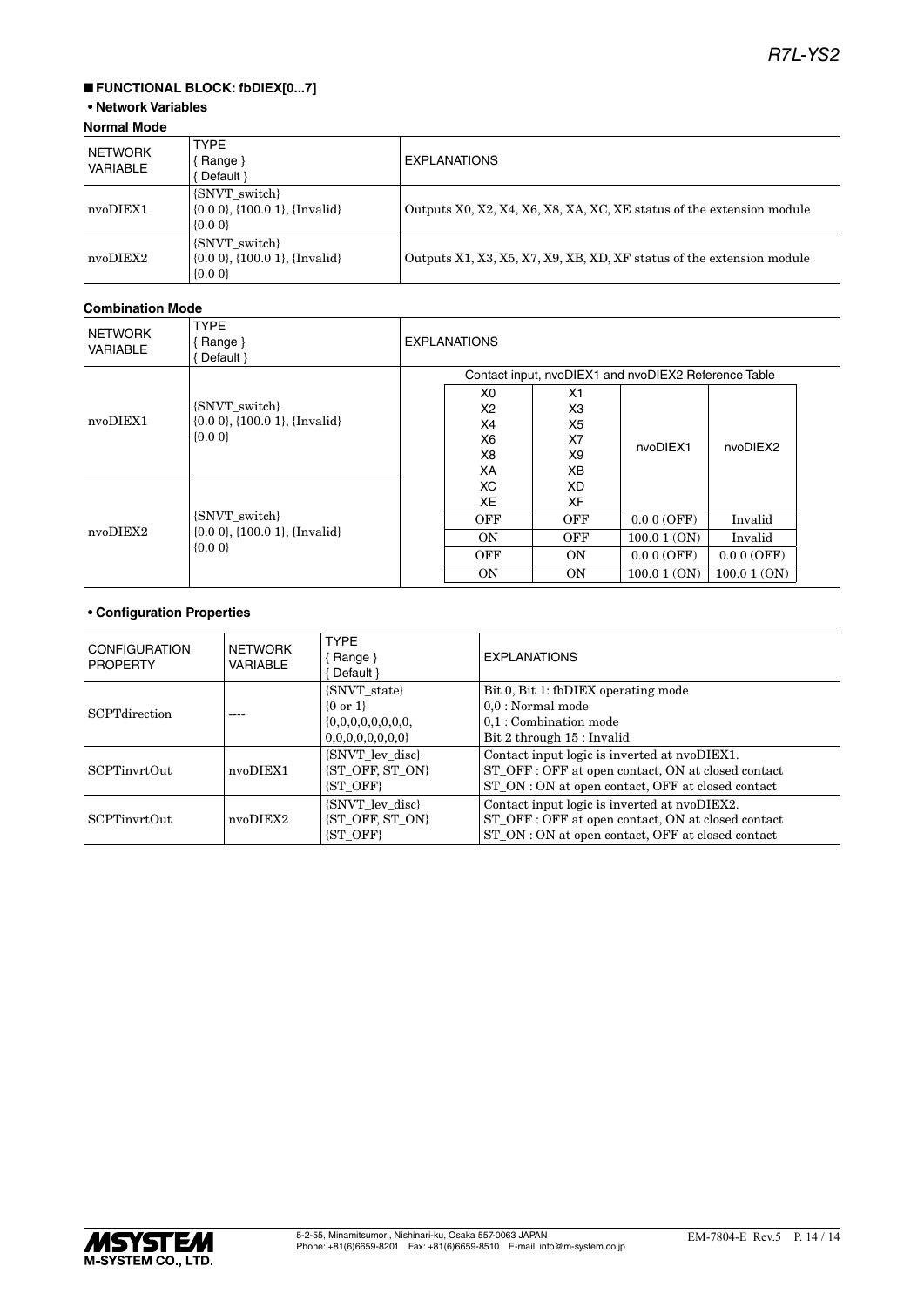## ■ FUNCTIONAL BLOCK: fbDIEX[0...7]

**• Network Variables**

**Normal Mode**

| NETWORK VARIABLE | TYPE { Range } { Default } | EXPLANATIONS |
|---|---|---|
| nvoDIEX1 | {SNVT_switch} {0.0 0}, {100.0 1}, {Invalid} {0.0 0} | Outputs X0, X2, X4, X6, X8, XA, XC, XE status of the extension module |
| nvoDIEX2 | {SNVT_switch} {0.0 0}, {100.0 1}, {Invalid} {0.0 0} | Outputs X1, X3, X5, X7, X9, XB, XD, XF status of the extension module |

**Combination Mode**

| NETWORK VARIABLE | TYPE { Range } { Default } |
|---|---|
| nvoDIEX1 | {SNVT_switch} {0.0 0}, {100.0 1}, {Invalid} {0.0 0} |
| nvoDIEX2 | {SNVT_switch} {0.0 0}, {100.0 1}, {Invalid} {0.0 0} |

EXPLANATIONS

Contact input, nvoDIEX1 and nvoDIEX2 Reference Table

| X0 X2 X4 X6 X8 XA XC XE | X1 X3 X5 X7 X9 XB XD XF | nvoDIEX1 | nvoDIEX2 |
|---|---|---|---|
| OFF | OFF | 0.0 0 (OFF) | Invalid |
| ON | OFF | 100.0 1 (ON) | Invalid |
| OFF | ON | 0.0 0 (OFF) | 0.0 0 (OFF) |
| ON | ON | 100.0 1 (ON) | 100.0 1 (ON) |

**• Configuration Properties**

| CONFIGURATION PROPERTY | NETWORK VARIABLE | TYPE { Range } { Default } | EXPLANATIONS |
|---|---|---|---|
| SCPTdirection | ---- | {SNVT_state} {0 or 1} {0,0,0,0,0,0,0,0, 0,0,0,0,0,0,0,0} | Bit 0, Bit 1: fbDIEX operating mode<br>0,0 : Normal mode<br>0,1 : Combination mode<br>Bit 2 through 15 : Invalid |
| SCPTinvrtOut | nvoDIEX1 | {SNVT_lev_disc} {ST_OFF, ST_ON} {ST_OFF} | Contact input logic is inverted at nvoDIEX1.<br>ST_OFF : OFF at open contact, ON at closed contact<br>ST_ON : ON at open contact, OFF at closed contact |
| SCPTinvrtOut | nvoDIEX2 | {SNVT_lev_disc} {ST_OFF, ST_ON} {ST_OFF} | Contact input logic is inverted at nvoDIEX2.<br>ST_OFF : OFF at open contact, ON at closed contact<br>ST_ON : ON at open contact, OFF at closed contact |